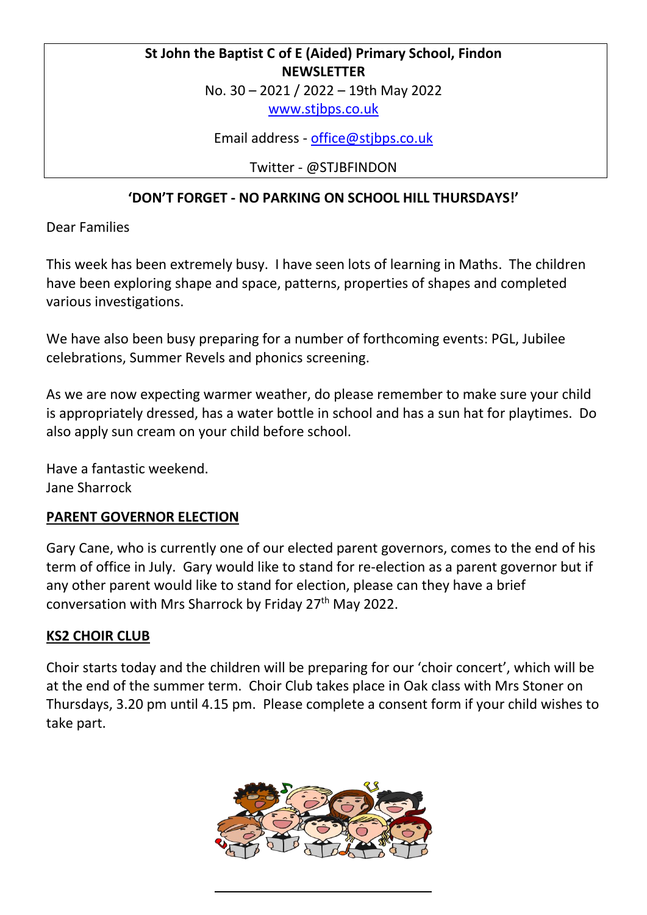**St John the Baptist C of E (Aided) Primary School, Findon**
**NEWSLETTER**
No. 30 – 2021 / 2022 – 19th May 2022
www.stjbps.co.uk

Email address - office@stjbps.co.uk

Twitter - @STJBFINDON

**'DON'T FORGET - NO PARKING ON SCHOOL HILL THURSDAYS!'**

Dear Families

This week has been extremely busy. I have seen lots of learning in Maths. The children have been exploring shape and space, patterns, properties of shapes and completed various investigations.

We have also been busy preparing for a number of forthcoming events: PGL, Jubilee celebrations, Summer Revels and phonics screening.

As we are now expecting warmer weather, do please remember to make sure your child is appropriately dressed, has a water bottle in school and has a sun hat for playtimes. Do also apply sun cream on your child before school.

Have a fantastic weekend.
Jane Sharrock

## PARENT GOVERNOR ELECTION

Gary Cane, who is currently one of our elected parent governors, comes to the end of his term of office in July. Gary would like to stand for re-election as a parent governor but if any other parent would like to stand for election, please can they have a brief conversation with Mrs Sharrock by Friday 27th May 2022.

## KS2 CHOIR CLUB

Choir starts today and the children will be preparing for our 'choir concert', which will be at the end of the summer term. Choir Club takes place in Oak class with Mrs Stoner on Thursdays, 3.20 pm until 4.15 pm. Please complete a consent form if your child wishes to take part.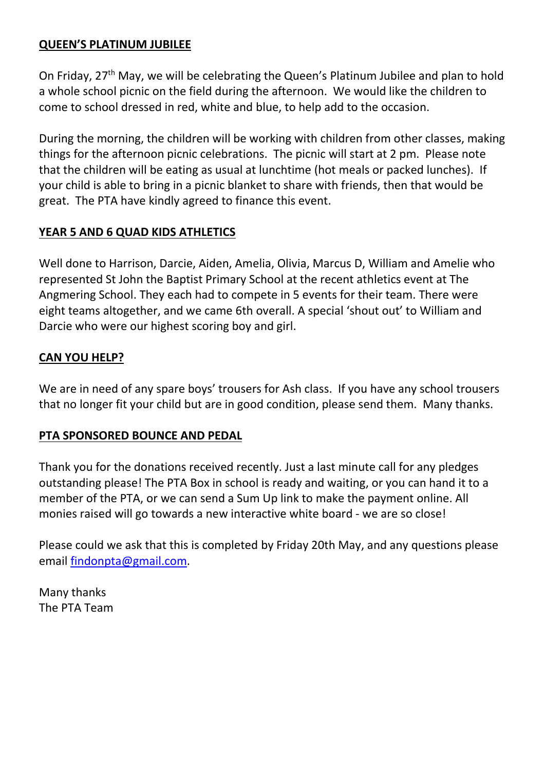## QUEEN'S PLATINUM JUBILEE

On Friday, 27th May, we will be celebrating the Queen's Platinum Jubilee and plan to hold a whole school picnic on the field during the afternoon. We would like the children to come to school dressed in red, white and blue, to help add to the occasion.

During the morning, the children will be working with children from other classes, making things for the afternoon picnic celebrations. The picnic will start at 2 pm. Please note that the children will be eating as usual at lunchtime (hot meals or packed lunches). If your child is able to bring in a picnic blanket to share with friends, then that would be great. The PTA have kindly agreed to finance this event.

## YEAR 5 AND 6 QUAD KIDS ATHLETICS

Well done to Harrison, Darcie, Aiden, Amelia, Olivia, Marcus D, William and Amelie who represented St John the Baptist Primary School at the recent athletics event at The Angmering School. They each had to compete in 5 events for their team. There were eight teams altogether, and we came 6th overall. A special 'shout out' to William and Darcie who were our highest scoring boy and girl.

## CAN YOU HELP?

We are in need of any spare boys' trousers for Ash class. If you have any school trousers that no longer fit your child but are in good condition, please send them. Many thanks.

## PTA SPONSORED BOUNCE AND PEDAL

Thank you for the donations received recently. Just a last minute call for any pledges outstanding please! The PTA Box in school is ready and waiting, or you can hand it to a member of the PTA, or we can send a Sum Up link to make the payment online. All monies raised will go towards a new interactive white board - we are so close!

Please could we ask that this is completed by Friday 20th May, and any questions please email findonpta@gmail.com.

Many thanks
The PTA Team